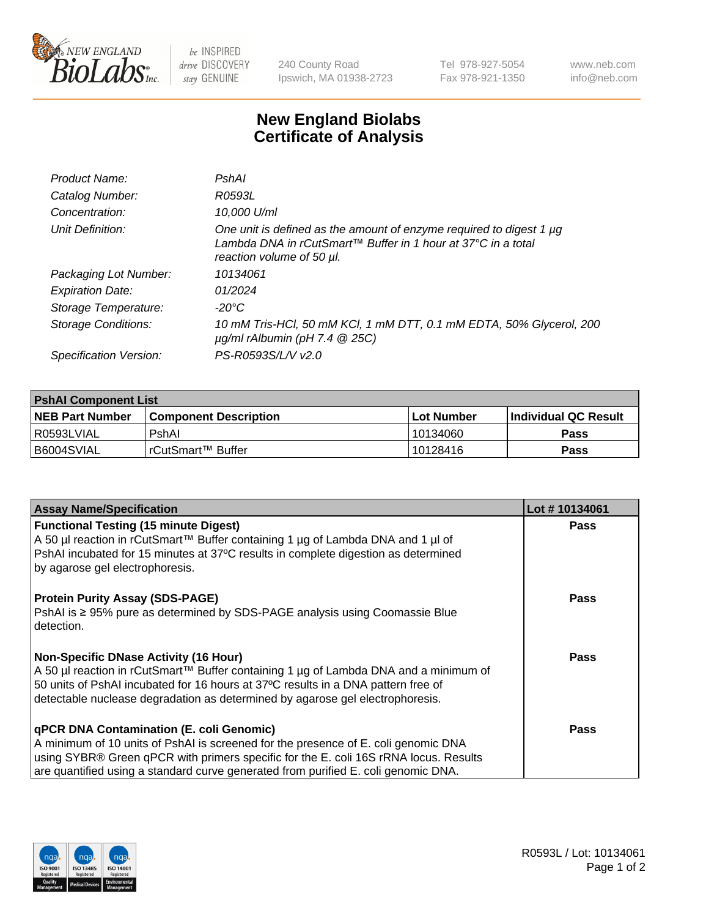# New England Biolabs Certificate of Analysis

| | |
|---|---|
| *Product Name:* | *PshAI* |
| *Catalog Number:* | *R0593L* |
| *Concentration:* | *10,000 U/ml* |
| *Unit Definition:* | *One unit is defined as the amount of enzyme required to digest 1 µg Lambda DNA in rCutSmart™ Buffer in 1 hour at 37°C in a total reaction volume of 50 µl.* |
| *Packaging Lot Number:* | *10134061* |
| *Expiration Date:* | *01/2024* |
| *Storage Temperature:* | *-20°C* |
| *Storage Conditions:* | *10 mM Tris-HCl, 50 mM KCl, 1 mM DTT, 0.1 mM EDTA, 50% Glycerol, 200 µg/ml rAlbumin (pH 7.4 @ 25C)* |
| *Specification Version:* | *PS-R0593S/L/V v2.0* |

| **PshAI Component List** | | | |
|---|---|---|---|
| **NEB Part Number** | **Component Description** | **Lot Number** | **Individual QC Result** |
| R0593LVIAL | PshAI | 10134060 | **Pass** |
| B6004SVIAL | rCutSmart™ Buffer | 10128416 | **Pass** |

| **Assay Name/Specification** | **Lot # 10134061** |
|---|---|
| **Functional Testing (15 minute Digest)**<br>A 50 µl reaction in rCutSmart™ Buffer containing 1 µg of Lambda DNA and 1 µl of PshAI incubated for 15 minutes at 37ºC results in complete digestion as determined by agarose gel electrophoresis. | **Pass** |
| **Protein Purity Assay (SDS-PAGE)**<br>PshAI is ≥ 95% pure as determined by SDS-PAGE analysis using Coomassie Blue detection. | **Pass** |
| **Non-Specific DNase Activity (16 Hour)**<br>A 50 µl reaction in rCutSmart™ Buffer containing 1 µg of Lambda DNA and a minimum of 50 units of PshAI incubated for 16 hours at 37ºC results in a DNA pattern free of detectable nuclease degradation as determined by agarose gel electrophoresis. | **Pass** |
| **qPCR DNA Contamination (E. coli Genomic)**<br>A minimum of 10 units of PshAI is screened for the presence of E. coli genomic DNA using SYBR® Green qPCR with primers specific for the E. coli 16S rRNA locus. Results are quantified using a standard curve generated from purified E. coli genomic DNA. | **Pass** |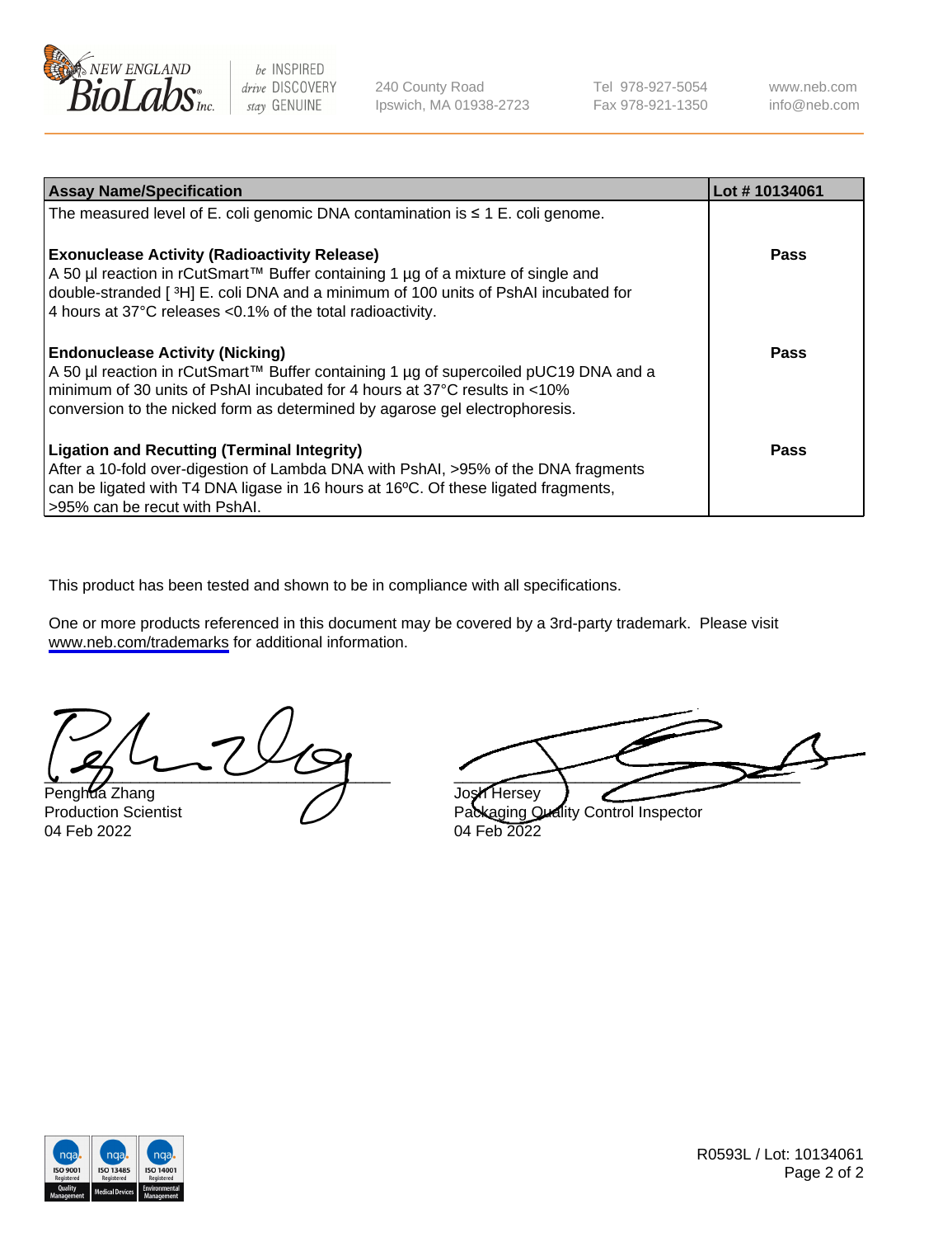| Assay Name/Specification | Lot # 10134061 |
|---|---|
| The measured level of E. coli genomic DNA contamination is ≤ 1 E. coli genome. | |
| **Exonuclease Activity (Radioactivity Release)**<br>A 50 µl reaction in rCutSmart™ Buffer containing 1 µg of a mixture of single and double-stranded [ $^3$H] E. coli DNA and a minimum of 100 units of PshAI incubated for 4 hours at 37°C releases <0.1% of the total radioactivity. | **Pass** |
| **Endonuclease Activity (Nicking)**<br>A 50 µl reaction in rCutSmart™ Buffer containing 1 µg of supercoiled pUC19 DNA and a minimum of 30 units of PshAI incubated for 4 hours at 37°C results in <10% conversion to the nicked form as determined by agarose gel electrophoresis. | **Pass** |
| **Ligation and Recutting (Terminal Integrity)**<br>After a 10-fold over-digestion of Lambda DNA with PshAI, >95% of the DNA fragments can be ligated with T4 DNA ligase in 16 hours at 16ºC. Of these ligated fragments, >95% can be recut with PshAI. | **Pass** |

This product has been tested and shown to be in compliance with all specifications.

One or more products referenced in this document may be covered by a 3rd-party trademark. Please visit www.neb.com/trademarks for additional information.

Penghua Zhang
Production Scientist
04 Feb 2022

Josh Hersey
Packaging Quality Control Inspector
04 Feb 2022

R0593L / Lot: 10134061